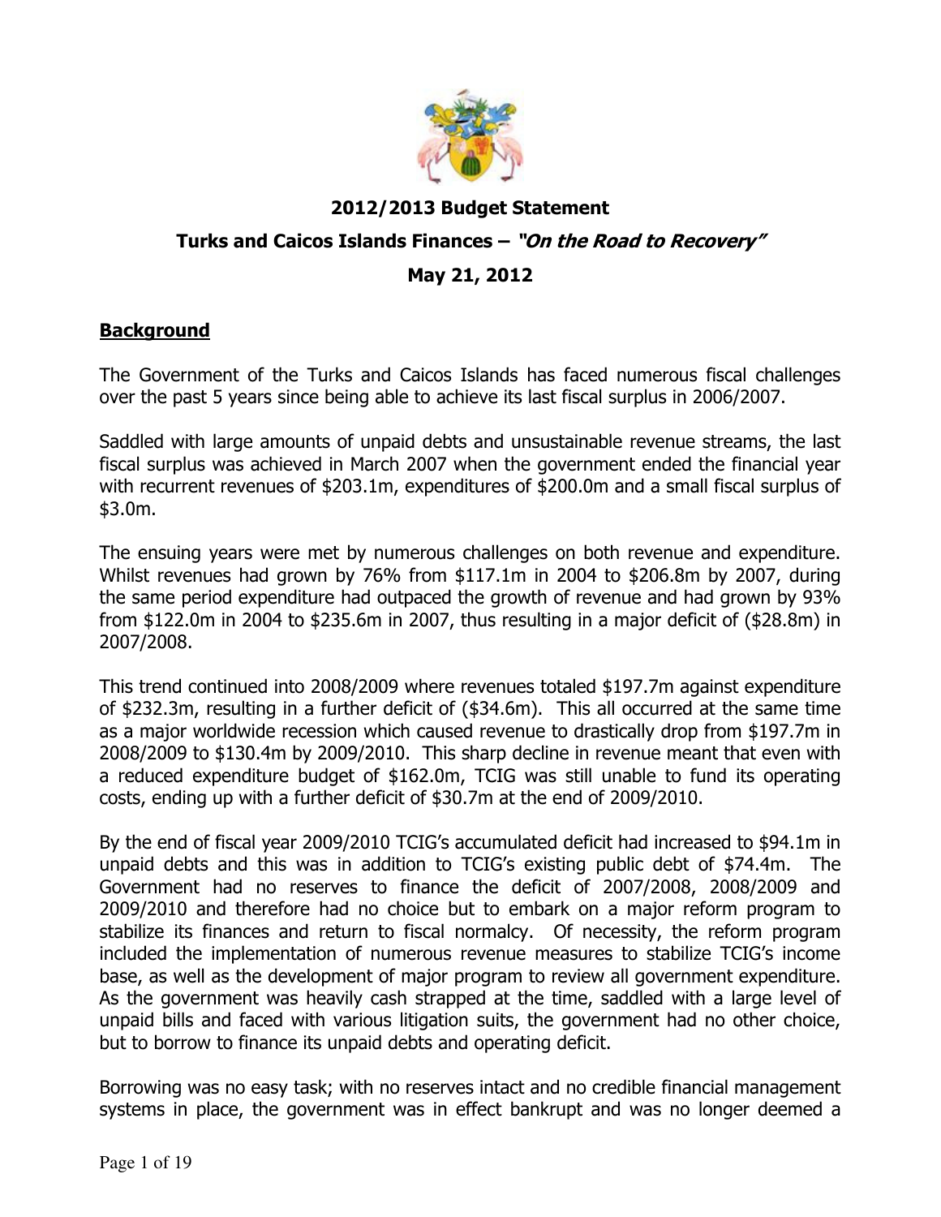**2012/2013 Budget Statement**

**Turks and Caicos Islands Finances – *"On the Road to Recovery"***

**May 21, 2012**

## Background

The Government of the Turks and Caicos Islands has faced numerous fiscal challenges over the past 5 years since being able to achieve its last fiscal surplus in 2006/2007.

Saddled with large amounts of unpaid debts and unsustainable revenue streams, the last fiscal surplus was achieved in March 2007 when the government ended the financial year with recurrent revenues of $203.1m, expenditures of $200.0m and a small fiscal surplus of $3.0m.

The ensuing years were met by numerous challenges on both revenue and expenditure. Whilst revenues had grown by 76% from $117.1m in 2004 to $206.8m by 2007, during the same period expenditure had outpaced the growth of revenue and had grown by 93% from $122.0m in 2004 to $235.6m in 2007, thus resulting in a major deficit of ($28.8m) in 2007/2008.

This trend continued into 2008/2009 where revenues totaled $197.7m against expenditure of $232.3m, resulting in a further deficit of ($34.6m). This all occurred at the same time as a major worldwide recession which caused revenue to drastically drop from $197.7m in 2008/2009 to $130.4m by 2009/2010. This sharp decline in revenue meant that even with a reduced expenditure budget of $162.0m, TCIG was still unable to fund its operating costs, ending up with a further deficit of $30.7m at the end of 2009/2010.

By the end of fiscal year 2009/2010 TCIG's accumulated deficit had increased to $94.1m in unpaid debts and this was in addition to TCIG's existing public debt of $74.4m. The Government had no reserves to finance the deficit of 2007/2008, 2008/2009 and 2009/2010 and therefore had no choice but to embark on a major reform program to stabilize its finances and return to fiscal normalcy. Of necessity, the reform program included the implementation of numerous revenue measures to stabilize TCIG's income base, as well as the development of major program to review all government expenditure. As the government was heavily cash strapped at the time, saddled with a large level of unpaid bills and faced with various litigation suits, the government had no other choice, but to borrow to finance its unpaid debts and operating deficit.

Borrowing was no easy task; with no reserves intact and no credible financial management systems in place, the government was in effect bankrupt and was no longer deemed a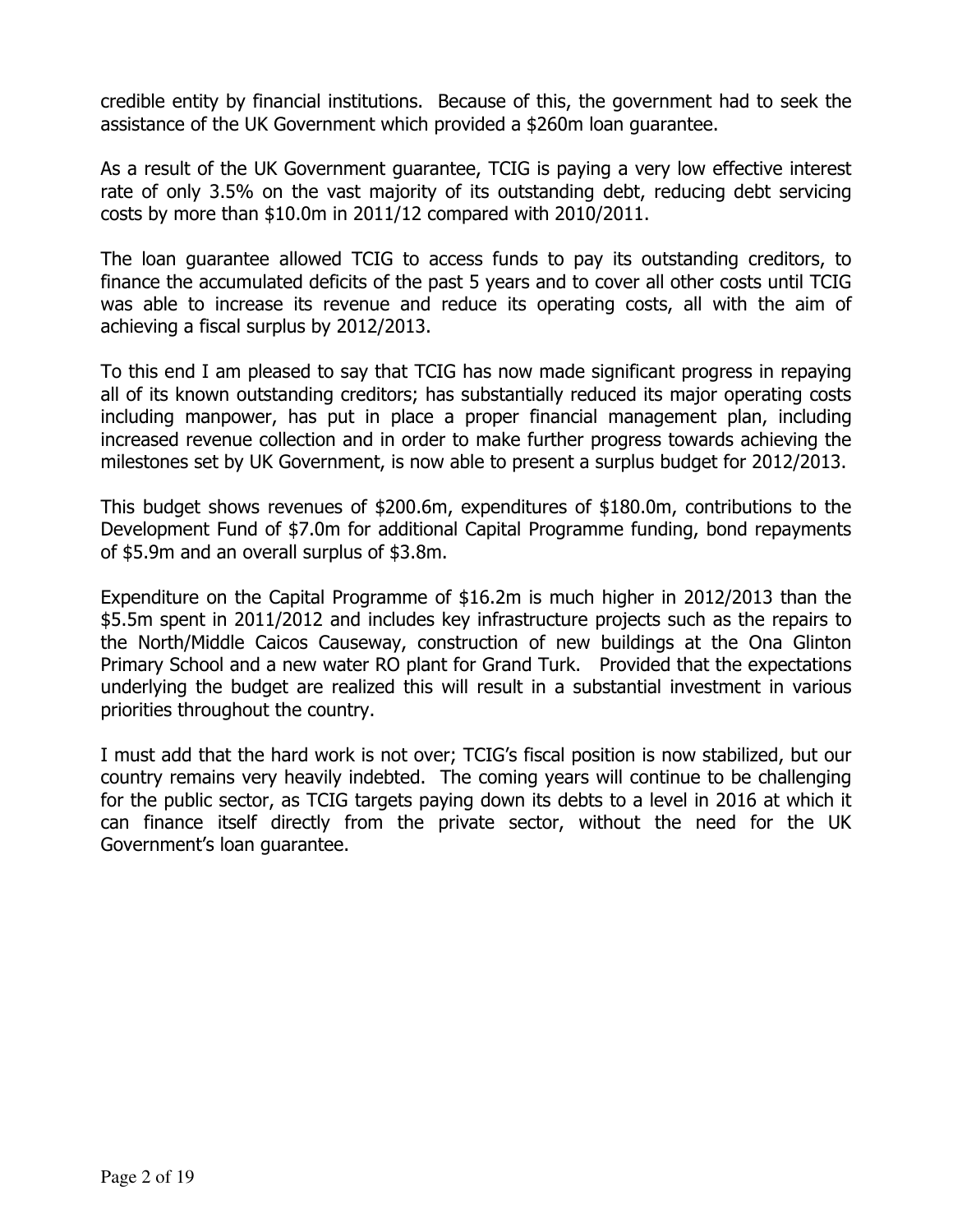credible entity by financial institutions. Because of this, the government had to seek the assistance of the UK Government which provided a $260m loan guarantee.

As a result of the UK Government guarantee, TCIG is paying a very low effective interest rate of only 3.5% on the vast majority of its outstanding debt, reducing debt servicing costs by more than $10.0m in 2011/12 compared with 2010/2011.

The loan guarantee allowed TCIG to access funds to pay its outstanding creditors, to finance the accumulated deficits of the past 5 years and to cover all other costs until TCIG was able to increase its revenue and reduce its operating costs, all with the aim of achieving a fiscal surplus by 2012/2013.

To this end I am pleased to say that TCIG has now made significant progress in repaying all of its known outstanding creditors; has substantially reduced its major operating costs including manpower, has put in place a proper financial management plan, including increased revenue collection and in order to make further progress towards achieving the milestones set by UK Government, is now able to present a surplus budget for 2012/2013.

This budget shows revenues of $200.6m, expenditures of $180.0m, contributions to the Development Fund of $7.0m for additional Capital Programme funding, bond repayments of $5.9m and an overall surplus of $3.8m.

Expenditure on the Capital Programme of $16.2m is much higher in 2012/2013 than the $5.5m spent in 2011/2012 and includes key infrastructure projects such as the repairs to the North/Middle Caicos Causeway, construction of new buildings at the Ona Glinton Primary School and a new water RO plant for Grand Turk. Provided that the expectations underlying the budget are realized this will result in a substantial investment in various priorities throughout the country.

I must add that the hard work is not over; TCIG's fiscal position is now stabilized, but our country remains very heavily indebted. The coming years will continue to be challenging for the public sector, as TCIG targets paying down its debts to a level in 2016 at which it can finance itself directly from the private sector, without the need for the UK Government's loan guarantee.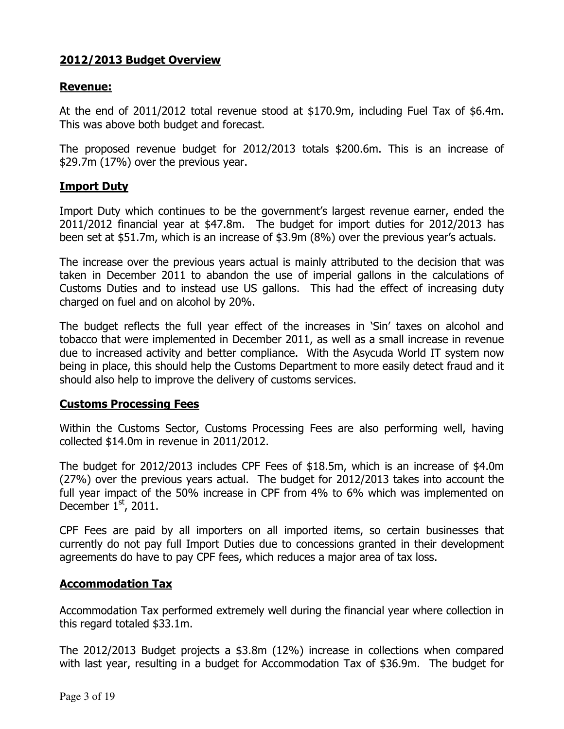## **2012/2013 Budget Overview**

### **Revenue:**

At the end of 2011/2012 total revenue stood at $170.9m, including Fuel Tax of $6.4m. This was above both budget and forecast.

The proposed revenue budget for 2012/2013 totals $200.6m. This is an increase of $29.7m (17%) over the previous year.

### **Import Duty**

Import Duty which continues to be the government's largest revenue earner, ended the 2011/2012 financial year at $47.8m. The budget for import duties for 2012/2013 has been set at $51.7m, which is an increase of $3.9m (8%) over the previous year's actuals.

The increase over the previous years actual is mainly attributed to the decision that was taken in December 2011 to abandon the use of imperial gallons in the calculations of Customs Duties and to instead use US gallons. This had the effect of increasing duty charged on fuel and on alcohol by 20%.

The budget reflects the full year effect of the increases in 'Sin' taxes on alcohol and tobacco that were implemented in December 2011, as well as a small increase in revenue due to increased activity and better compliance. With the Asycuda World IT system now being in place, this should help the Customs Department to more easily detect fraud and it should also help to improve the delivery of customs services.

### **Customs Processing Fees**

Within the Customs Sector, Customs Processing Fees are also performing well, having collected $14.0m in revenue in 2011/2012.

The budget for 2012/2013 includes CPF Fees of $18.5m, which is an increase of $4.0m (27%) over the previous years actual. The budget for 2012/2013 takes into account the full year impact of the 50% increase in CPF from 4% to 6% which was implemented on December 1st, 2011.

CPF Fees are paid by all importers on all imported items, so certain businesses that currently do not pay full Import Duties due to concessions granted in their development agreements do have to pay CPF fees, which reduces a major area of tax loss.

### **Accommodation Tax**

Accommodation Tax performed extremely well during the financial year where collection in this regard totaled $33.1m.

The 2012/2013 Budget projects a $3.8m (12%) increase in collections when compared with last year, resulting in a budget for Accommodation Tax of $36.9m. The budget for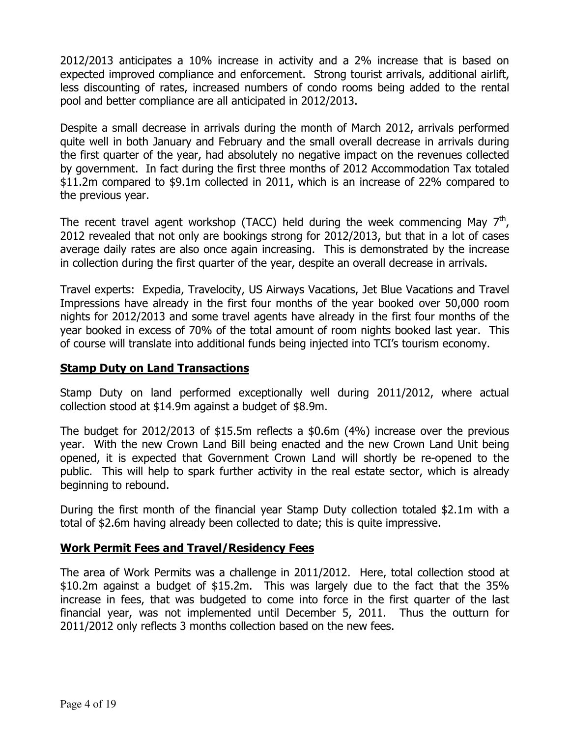2012/2013 anticipates a 10% increase in activity and a 2% increase that is based on expected improved compliance and enforcement. Strong tourist arrivals, additional airlift, less discounting of rates, increased numbers of condo rooms being added to the rental pool and better compliance are all anticipated in 2012/2013.

Despite a small decrease in arrivals during the month of March 2012, arrivals performed quite well in both January and February and the small overall decrease in arrivals during the first quarter of the year, had absolutely no negative impact on the revenues collected by government. In fact during the first three months of 2012 Accommodation Tax totaled \$11.2m compared to \$9.1m collected in 2011, which is an increase of 22% compared to the previous year.

The recent travel agent workshop (TACC) held during the week commencing May 7th, 2012 revealed that not only are bookings strong for 2012/2013, but that in a lot of cases average daily rates are also once again increasing. This is demonstrated by the increase in collection during the first quarter of the year, despite an overall decrease in arrivals.

Travel experts: Expedia, Travelocity, US Airways Vacations, Jet Blue Vacations and Travel Impressions have already in the first four months of the year booked over 50,000 room nights for 2012/2013 and some travel agents have already in the first four months of the year booked in excess of 70% of the total amount of room nights booked last year. This of course will translate into additional funds being injected into TCI's tourism economy.

## Stamp Duty on Land Transactions

Stamp Duty on land performed exceptionally well during 2011/2012, where actual collection stood at \$14.9m against a budget of \$8.9m.

The budget for 2012/2013 of \$15.5m reflects a \$0.6m (4%) increase over the previous year. With the new Crown Land Bill being enacted and the new Crown Land Unit being opened, it is expected that Government Crown Land will shortly be re-opened to the public. This will help to spark further activity in the real estate sector, which is already beginning to rebound.

During the first month of the financial year Stamp Duty collection totaled \$2.1m with a total of \$2.6m having already been collected to date; this is quite impressive.

## Work Permit Fees and Travel/Residency Fees

The area of Work Permits was a challenge in 2011/2012. Here, total collection stood at \$10.2m against a budget of \$15.2m. This was largely due to the fact that the 35% increase in fees, that was budgeted to come into force in the first quarter of the last financial year, was not implemented until December 5, 2011. Thus the outturn for 2011/2012 only reflects 3 months collection based on the new fees.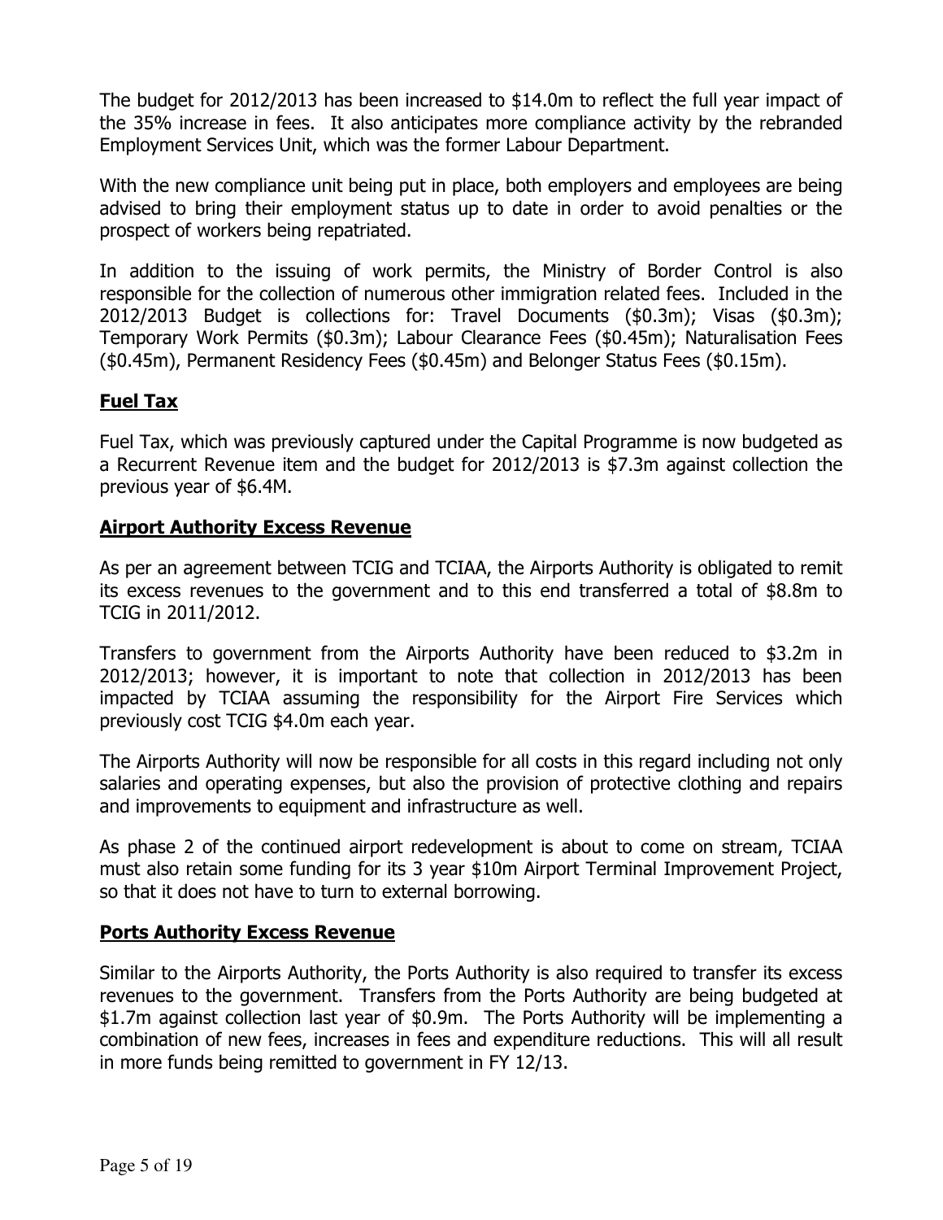The budget for 2012/2013 has been increased to $14.0m to reflect the full year impact of the 35% increase in fees. It also anticipates more compliance activity by the rebranded Employment Services Unit, which was the former Labour Department.

With the new compliance unit being put in place, both employers and employees are being advised to bring their employment status up to date in order to avoid penalties or the prospect of workers being repatriated.

In addition to the issuing of work permits, the Ministry of Border Control is also responsible for the collection of numerous other immigration related fees. Included in the 2012/2013 Budget is collections for: Travel Documents ($0.3m); Visas ($0.3m); Temporary Work Permits ($0.3m); Labour Clearance Fees ($0.45m); Naturalisation Fees ($0.45m), Permanent Residency Fees ($0.45m) and Belonger Status Fees ($0.15m).

## Fuel Tax

Fuel Tax, which was previously captured under the Capital Programme is now budgeted as a Recurrent Revenue item and the budget for 2012/2013 is $7.3m against collection the previous year of $6.4M.

## Airport Authority Excess Revenue

As per an agreement between TCIG and TCIAA, the Airports Authority is obligated to remit its excess revenues to the government and to this end transferred a total of $8.8m to TCIG in 2011/2012.

Transfers to government from the Airports Authority have been reduced to $3.2m in 2012/2013; however, it is important to note that collection in 2012/2013 has been impacted by TCIAA assuming the responsibility for the Airport Fire Services which previously cost TCIG $4.0m each year.

The Airports Authority will now be responsible for all costs in this regard including not only salaries and operating expenses, but also the provision of protective clothing and repairs and improvements to equipment and infrastructure as well.

As phase 2 of the continued airport redevelopment is about to come on stream, TCIAA must also retain some funding for its 3 year $10m Airport Terminal Improvement Project, so that it does not have to turn to external borrowing.

## Ports Authority Excess Revenue

Similar to the Airports Authority, the Ports Authority is also required to transfer its excess revenues to the government. Transfers from the Ports Authority are being budgeted at $1.7m against collection last year of $0.9m. The Ports Authority will be implementing a combination of new fees, increases in fees and expenditure reductions. This will all result in more funds being remitted to government in FY 12/13.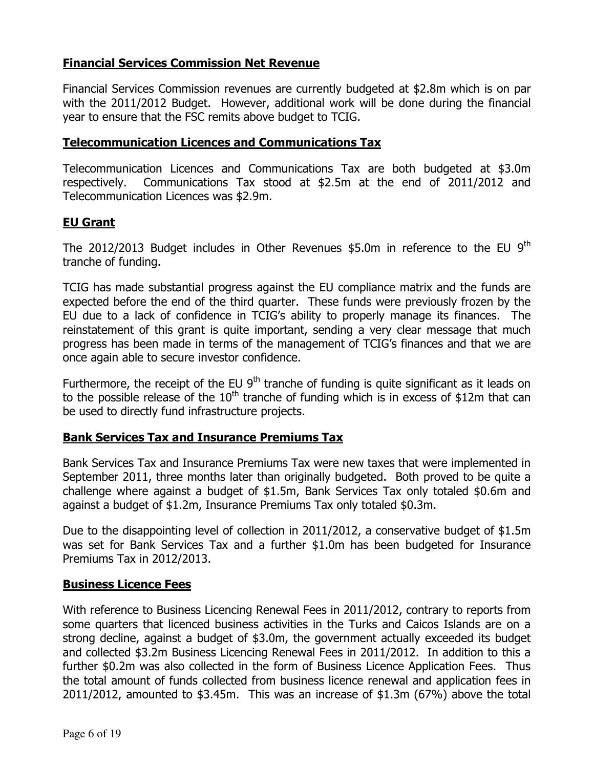## **Financial Services Commission Net Revenue**

Financial Services Commission revenues are currently budgeted at $2.8m which is on par with the 2011/2012 Budget. However, additional work will be done during the financial year to ensure that the FSC remits above budget to TCIG.

## **Telecommunication Licences and Communications Tax**

Telecommunication Licences and Communications Tax are both budgeted at $3.0m respectively. Communications Tax stood at $2.5m at the end of 2011/2012 and Telecommunication Licences was $2.9m.

## **EU Grant**

The 2012/2013 Budget includes in Other Revenues $5.0m in reference to the EU 9th tranche of funding.

TCIG has made substantial progress against the EU compliance matrix and the funds are expected before the end of the third quarter. These funds were previously frozen by the EU due to a lack of confidence in TCIG's ability to properly manage its finances. The reinstatement of this grant is quite important, sending a very clear message that much progress has been made in terms of the management of TCIG's finances and that we are once again able to secure investor confidence.

Furthermore, the receipt of the EU 9th tranche of funding is quite significant as it leads on to the possible release of the 10th tranche of funding which is in excess of $12m that can be used to directly fund infrastructure projects.

## **Bank Services Tax and Insurance Premiums Tax**

Bank Services Tax and Insurance Premiums Tax were new taxes that were implemented in September 2011, three months later than originally budgeted. Both proved to be quite a challenge where against a budget of $1.5m, Bank Services Tax only totaled $0.6m and against a budget of $1.2m, Insurance Premiums Tax only totaled $0.3m.

Due to the disappointing level of collection in 2011/2012, a conservative budget of $1.5m was set for Bank Services Tax and a further $1.0m has been budgeted for Insurance Premiums Tax in 2012/2013.

## **Business Licence Fees**

With reference to Business Licencing Renewal Fees in 2011/2012, contrary to reports from some quarters that licenced business activities in the Turks and Caicos Islands are on a strong decline, against a budget of $3.0m, the government actually exceeded its budget and collected $3.2m Business Licencing Renewal Fees in 2011/2012. In addition to this a further $0.2m was also collected in the form of Business Licence Application Fees. Thus the total amount of funds collected from business licence renewal and application fees in 2011/2012, amounted to $3.45m. This was an increase of $1.3m (67%) above the total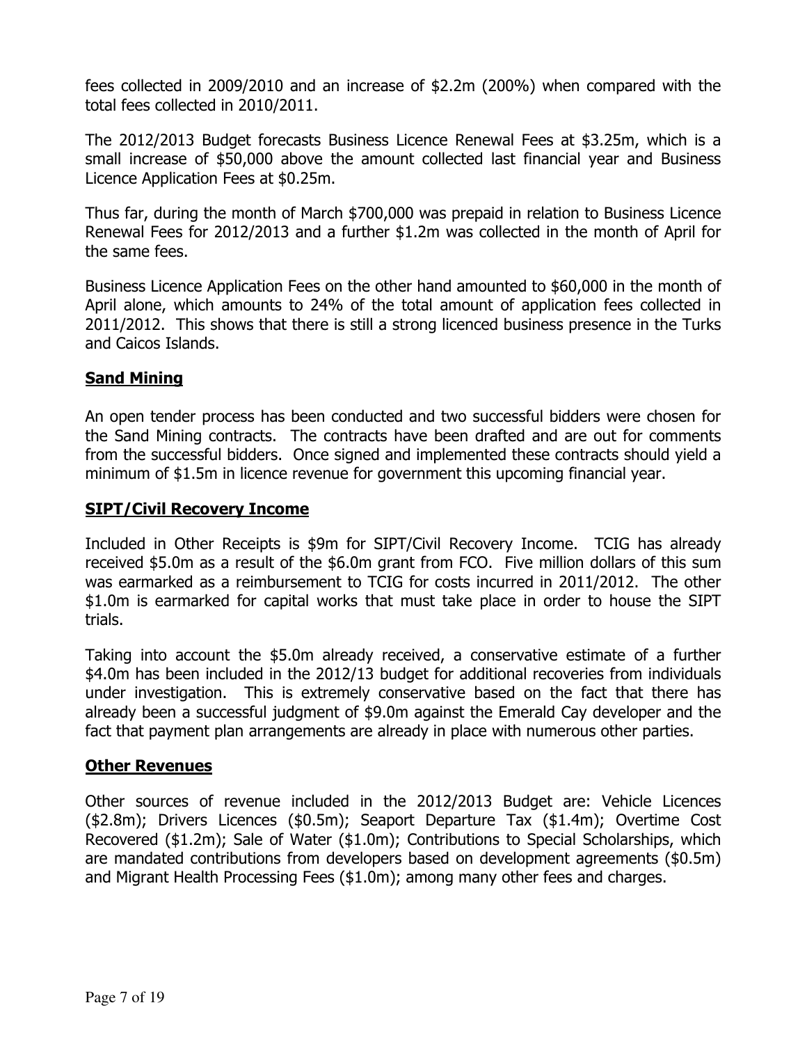fees collected in 2009/2010 and an increase of $2.2m (200%) when compared with the total fees collected in 2010/2011.

The 2012/2013 Budget forecasts Business Licence Renewal Fees at $3.25m, which is a small increase of $50,000 above the amount collected last financial year and Business Licence Application Fees at $0.25m.

Thus far, during the month of March $700,000 was prepaid in relation to Business Licence Renewal Fees for 2012/2013 and a further $1.2m was collected in the month of April for the same fees.

Business Licence Application Fees on the other hand amounted to $60,000 in the month of April alone, which amounts to 24% of the total amount of application fees collected in 2011/2012. This shows that there is still a strong licenced business presence in the Turks and Caicos Islands.

## **Sand Mining**

An open tender process has been conducted and two successful bidders were chosen for the Sand Mining contracts. The contracts have been drafted and are out for comments from the successful bidders. Once signed and implemented these contracts should yield a minimum of $1.5m in licence revenue for government this upcoming financial year.

## **SIPT/Civil Recovery Income**

Included in Other Receipts is $9m for SIPT/Civil Recovery Income. TCIG has already received $5.0m as a result of the $6.0m grant from FCO. Five million dollars of this sum was earmarked as a reimbursement to TCIG for costs incurred in 2011/2012. The other $1.0m is earmarked for capital works that must take place in order to house the SIPT trials.

Taking into account the $5.0m already received, a conservative estimate of a further $4.0m has been included in the 2012/13 budget for additional recoveries from individuals under investigation. This is extremely conservative based on the fact that there has already been a successful judgment of $9.0m against the Emerald Cay developer and the fact that payment plan arrangements are already in place with numerous other parties.

## **Other Revenues**

Other sources of revenue included in the 2012/2013 Budget are: Vehicle Licences ($2.8m); Drivers Licences ($0.5m); Seaport Departure Tax ($1.4m); Overtime Cost Recovered ($1.2m); Sale of Water ($1.0m); Contributions to Special Scholarships, which are mandated contributions from developers based on development agreements ($0.5m) and Migrant Health Processing Fees ($1.0m); among many other fees and charges.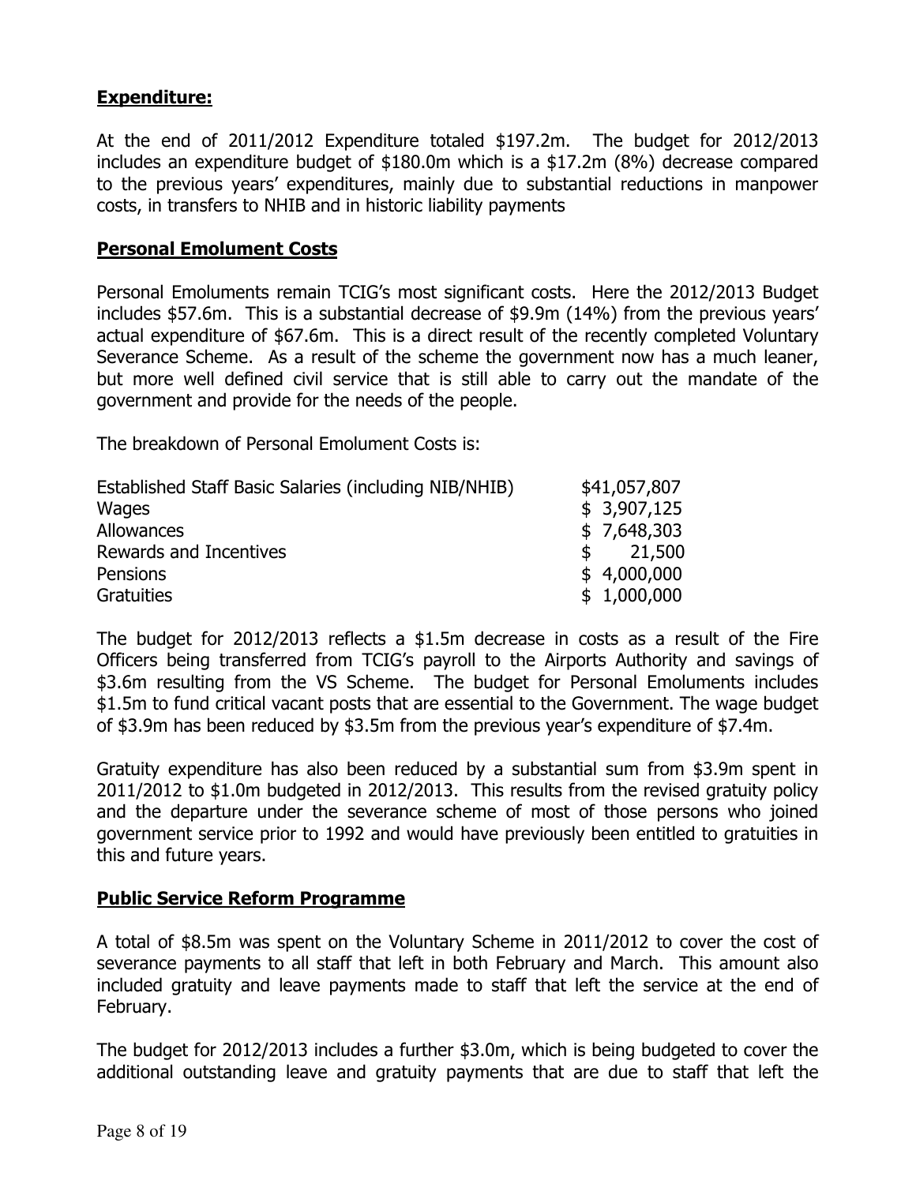**Expenditure:**

At the end of 2011/2012 Expenditure totaled $197.2m. The budget for 2012/2013 includes an expenditure budget of $180.0m which is a $17.2m (8%) decrease compared to the previous years' expenditures, mainly due to substantial reductions in manpower costs, in transfers to NHIB and in historic liability payments

**Personal Emolument Costs**

Personal Emoluments remain TCIG's most significant costs. Here the 2012/2013 Budget includes $57.6m. This is a substantial decrease of $9.9m (14%) from the previous years' actual expenditure of $67.6m. This is a direct result of the recently completed Voluntary Severance Scheme. As a result of the scheme the government now has a much leaner, but more well defined civil service that is still able to carry out the mandate of the government and provide for the needs of the people.

The breakdown of Personal Emolument Costs is:

| | |
|---|---|
| Established Staff Basic Salaries (including NIB/NHIB) | $41,057,807 |
| Wages | $ 3,907,125 |
| Allowances | $ 7,648,303 |
| Rewards and Incentives | $ 21,500 |
| Pensions | $ 4,000,000 |
| Gratuities | $ 1,000,000 |

The budget for 2012/2013 reflects a $1.5m decrease in costs as a result of the Fire Officers being transferred from TCIG's payroll to the Airports Authority and savings of $3.6m resulting from the VS Scheme. The budget for Personal Emoluments includes $1.5m to fund critical vacant posts that are essential to the Government. The wage budget of $3.9m has been reduced by $3.5m from the previous year's expenditure of $7.4m.

Gratuity expenditure has also been reduced by a substantial sum from $3.9m spent in 2011/2012 to $1.0m budgeted in 2012/2013. This results from the revised gratuity policy and the departure under the severance scheme of most of those persons who joined government service prior to 1992 and would have previously been entitled to gratuities in this and future years.

**Public Service Reform Programme**

A total of $8.5m was spent on the Voluntary Scheme in 2011/2012 to cover the cost of severance payments to all staff that left in both February and March. This amount also included gratuity and leave payments made to staff that left the service at the end of February.

The budget for 2012/2013 includes a further $3.0m, which is being budgeted to cover the additional outstanding leave and gratuity payments that are due to staff that left the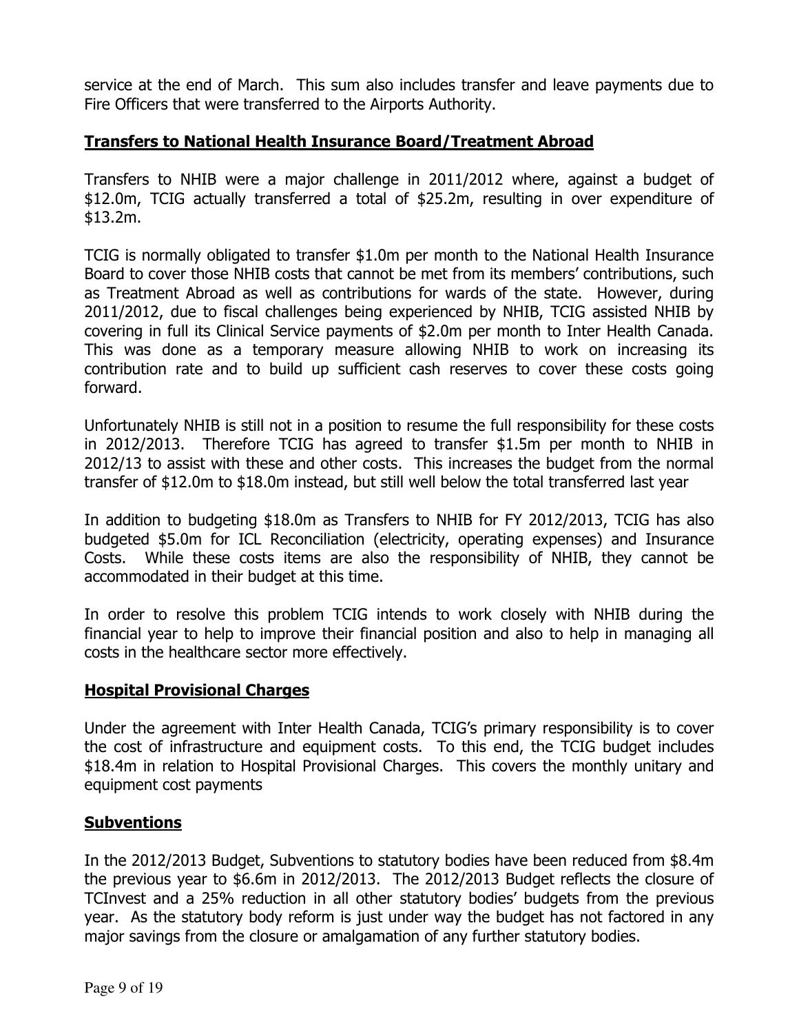service at the end of March. This sum also includes transfer and leave payments due to Fire Officers that were transferred to the Airports Authority.

## Transfers to National Health Insurance Board/Treatment Abroad

Transfers to NHIB were a major challenge in 2011/2012 where, against a budget of $12.0m, TCIG actually transferred a total of $25.2m, resulting in over expenditure of $13.2m.

TCIG is normally obligated to transfer $1.0m per month to the National Health Insurance Board to cover those NHIB costs that cannot be met from its members' contributions, such as Treatment Abroad as well as contributions for wards of the state. However, during 2011/2012, due to fiscal challenges being experienced by NHIB, TCIG assisted NHIB by covering in full its Clinical Service payments of $2.0m per month to Inter Health Canada. This was done as a temporary measure allowing NHIB to work on increasing its contribution rate and to build up sufficient cash reserves to cover these costs going forward.

Unfortunately NHIB is still not in a position to resume the full responsibility for these costs in 2012/2013. Therefore TCIG has agreed to transfer $1.5m per month to NHIB in 2012/13 to assist with these and other costs. This increases the budget from the normal transfer of $12.0m to $18.0m instead, but still well below the total transferred last year

In addition to budgeting $18.0m as Transfers to NHIB for FY 2012/2013, TCIG has also budgeted $5.0m for ICL Reconciliation (electricity, operating expenses) and Insurance Costs. While these costs items are also the responsibility of NHIB, they cannot be accommodated in their budget at this time.

In order to resolve this problem TCIG intends to work closely with NHIB during the financial year to help to improve their financial position and also to help in managing all costs in the healthcare sector more effectively.

## Hospital Provisional Charges

Under the agreement with Inter Health Canada, TCIG's primary responsibility is to cover the cost of infrastructure and equipment costs. To this end, the TCIG budget includes $18.4m in relation to Hospital Provisional Charges. This covers the monthly unitary and equipment cost payments

## Subventions

In the 2012/2013 Budget, Subventions to statutory bodies have been reduced from $8.4m the previous year to $6.6m in 2012/2013. The 2012/2013 Budget reflects the closure of TCInvest and a 25% reduction in all other statutory bodies' budgets from the previous year. As the statutory body reform is just under way the budget has not factored in any major savings from the closure or amalgamation of any further statutory bodies.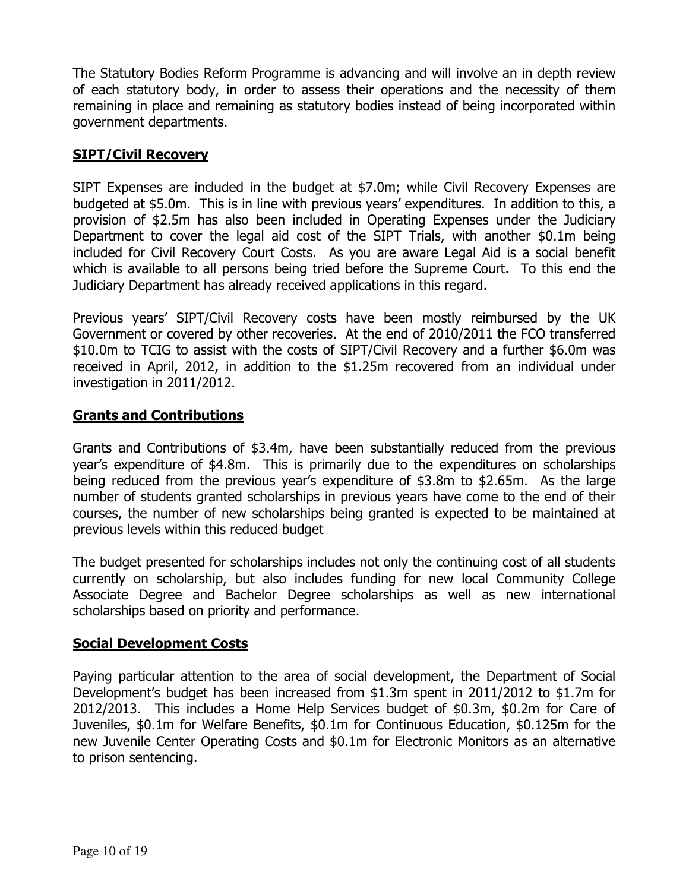The Statutory Bodies Reform Programme is advancing and will involve an in depth review of each statutory body, in order to assess their operations and the necessity of them remaining in place and remaining as statutory bodies instead of being incorporated within government departments.

## **SIPT/Civil Recovery**

SIPT Expenses are included in the budget at $7.0m; while Civil Recovery Expenses are budgeted at $5.0m. This is in line with previous years' expenditures. In addition to this, a provision of $2.5m has also been included in Operating Expenses under the Judiciary Department to cover the legal aid cost of the SIPT Trials, with another $0.1m being included for Civil Recovery Court Costs. As you are aware Legal Aid is a social benefit which is available to all persons being tried before the Supreme Court. To this end the Judiciary Department has already received applications in this regard.

Previous years' SIPT/Civil Recovery costs have been mostly reimbursed by the UK Government or covered by other recoveries. At the end of 2010/2011 the FCO transferred $10.0m to TCIG to assist with the costs of SIPT/Civil Recovery and a further $6.0m was received in April, 2012, in addition to the $1.25m recovered from an individual under investigation in 2011/2012.

## **Grants and Contributions**

Grants and Contributions of $3.4m, have been substantially reduced from the previous year's expenditure of $4.8m. This is primarily due to the expenditures on scholarships being reduced from the previous year's expenditure of $3.8m to $2.65m. As the large number of students granted scholarships in previous years have come to the end of their courses, the number of new scholarships being granted is expected to be maintained at previous levels within this reduced budget

The budget presented for scholarships includes not only the continuing cost of all students currently on scholarship, but also includes funding for new local Community College Associate Degree and Bachelor Degree scholarships as well as new international scholarships based on priority and performance.

## **Social Development Costs**

Paying particular attention to the area of social development, the Department of Social Development's budget has been increased from $1.3m spent in 2011/2012 to $1.7m for 2012/2013. This includes a Home Help Services budget of $0.3m, $0.2m for Care of Juveniles, $0.1m for Welfare Benefits, $0.1m for Continuous Education, $0.125m for the new Juvenile Center Operating Costs and $0.1m for Electronic Monitors as an alternative to prison sentencing.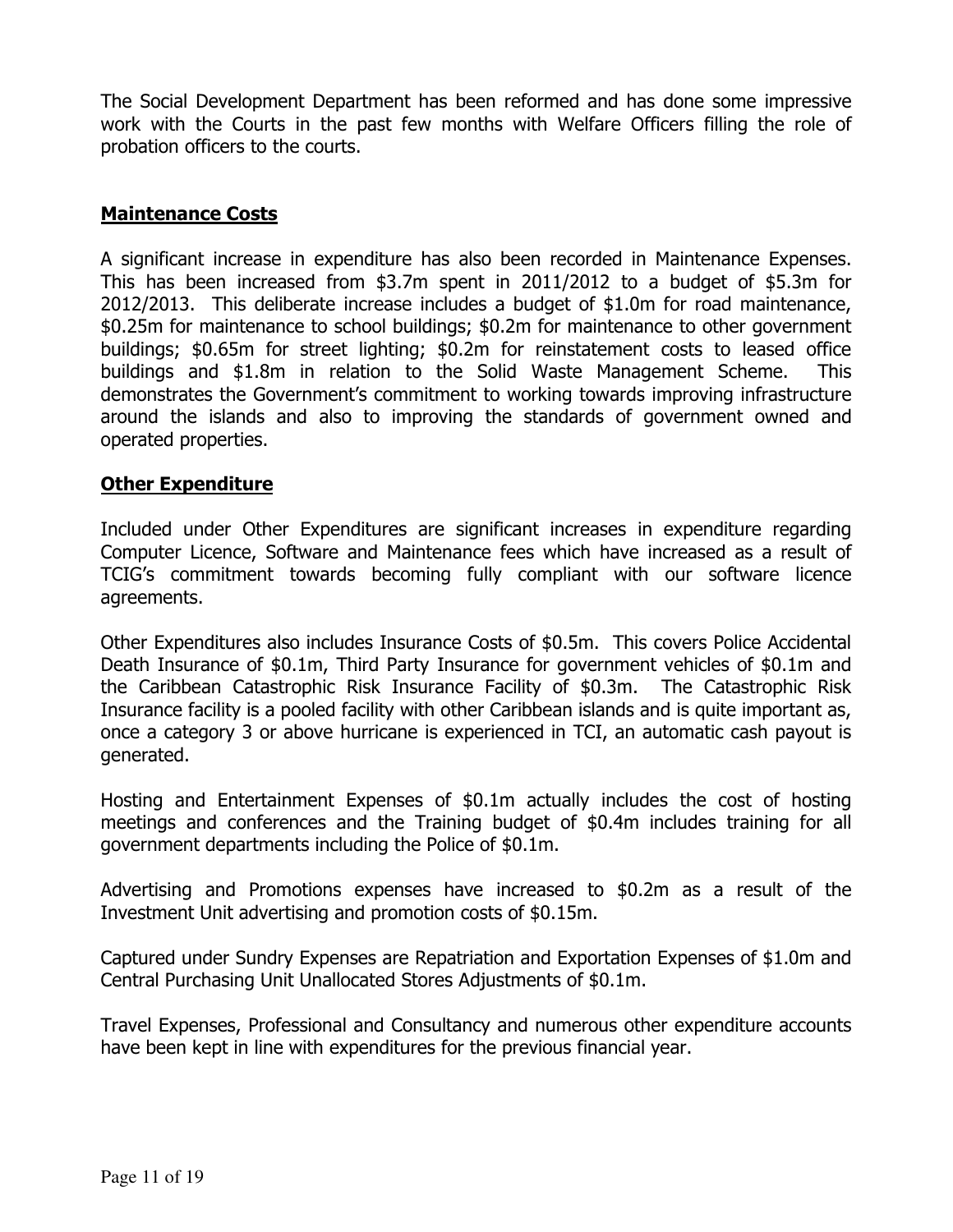The Social Development Department has been reformed and has done some impressive work with the Courts in the past few months with Welfare Officers filling the role of probation officers to the courts.

## Maintenance Costs

A significant increase in expenditure has also been recorded in Maintenance Expenses. This has been increased from $3.7m spent in 2011/2012 to a budget of $5.3m for 2012/2013. This deliberate increase includes a budget of $1.0m for road maintenance, $0.25m for maintenance to school buildings; $0.2m for maintenance to other government buildings; $0.65m for street lighting; $0.2m for reinstatement costs to leased office buildings and $1.8m in relation to the Solid Waste Management Scheme. This demonstrates the Government's commitment to working towards improving infrastructure around the islands and also to improving the standards of government owned and operated properties.

## Other Expenditure

Included under Other Expenditures are significant increases in expenditure regarding Computer Licence, Software and Maintenance fees which have increased as a result of TCIG's commitment towards becoming fully compliant with our software licence agreements.

Other Expenditures also includes Insurance Costs of $0.5m. This covers Police Accidental Death Insurance of $0.1m, Third Party Insurance for government vehicles of $0.1m and the Caribbean Catastrophic Risk Insurance Facility of $0.3m. The Catastrophic Risk Insurance facility is a pooled facility with other Caribbean islands and is quite important as, once a category 3 or above hurricane is experienced in TCI, an automatic cash payout is generated.

Hosting and Entertainment Expenses of $0.1m actually includes the cost of hosting meetings and conferences and the Training budget of $0.4m includes training for all government departments including the Police of $0.1m.

Advertising and Promotions expenses have increased to $0.2m as a result of the Investment Unit advertising and promotion costs of $0.15m.

Captured under Sundry Expenses are Repatriation and Exportation Expenses of $1.0m and Central Purchasing Unit Unallocated Stores Adjustments of $0.1m.

Travel Expenses, Professional and Consultancy and numerous other expenditure accounts have been kept in line with expenditures for the previous financial year.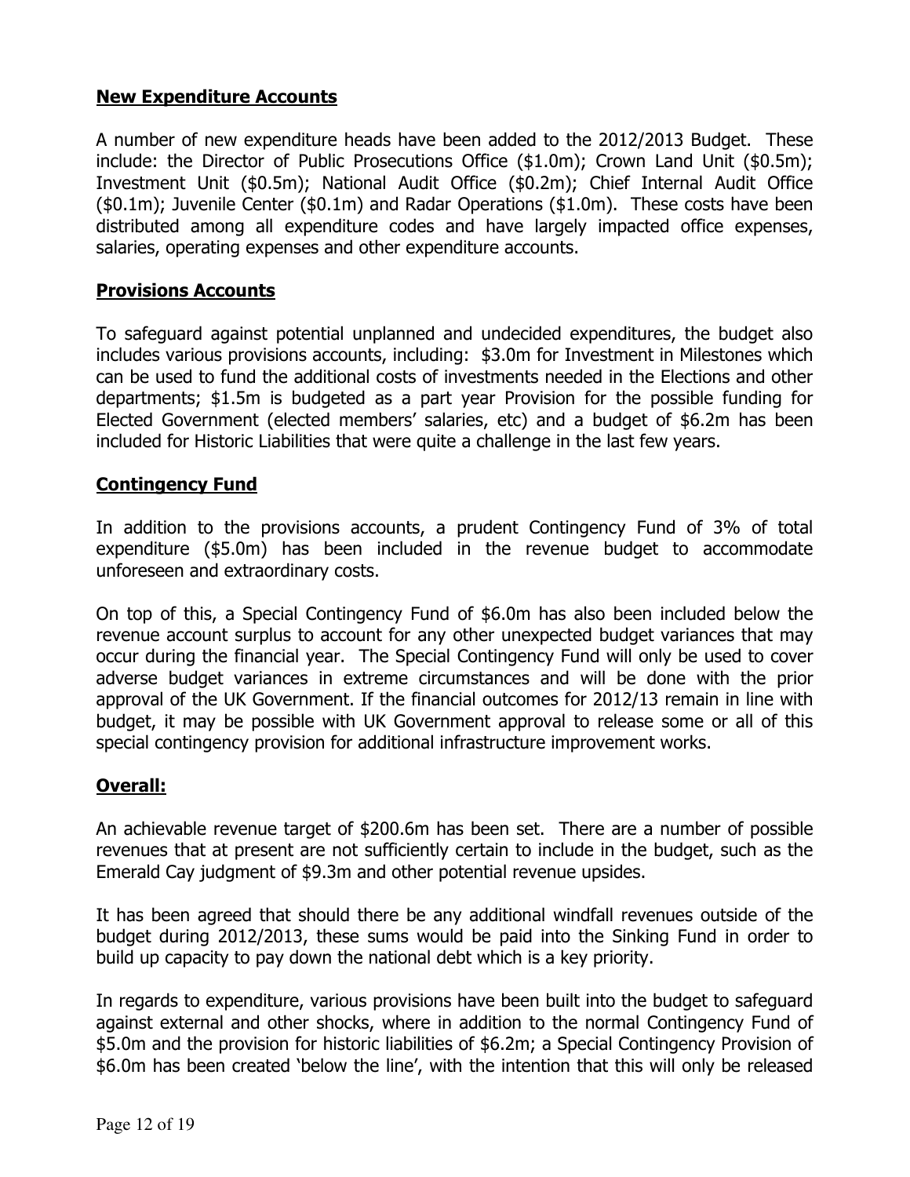**New Expenditure Accounts**

A number of new expenditure heads have been added to the 2012/2013 Budget. These include: the Director of Public Prosecutions Office ($1.0m); Crown Land Unit ($0.5m); Investment Unit ($0.5m); National Audit Office ($0.2m); Chief Internal Audit Office ($0.1m); Juvenile Center ($0.1m) and Radar Operations ($1.0m). These costs have been distributed among all expenditure codes and have largely impacted office expenses, salaries, operating expenses and other expenditure accounts.

**Provisions Accounts**

To safeguard against potential unplanned and undecided expenditures, the budget also includes various provisions accounts, including: $3.0m for Investment in Milestones which can be used to fund the additional costs of investments needed in the Elections and other departments; $1.5m is budgeted as a part year Provision for the possible funding for Elected Government (elected members' salaries, etc) and a budget of $6.2m has been included for Historic Liabilities that were quite a challenge in the last few years.

**Contingency Fund**

In addition to the provisions accounts, a prudent Contingency Fund of 3% of total expenditure ($5.0m) has been included in the revenue budget to accommodate unforeseen and extraordinary costs.

On top of this, a Special Contingency Fund of $6.0m has also been included below the revenue account surplus to account for any other unexpected budget variances that may occur during the financial year. The Special Contingency Fund will only be used to cover adverse budget variances in extreme circumstances and will be done with the prior approval of the UK Government. If the financial outcomes for 2012/13 remain in line with budget, it may be possible with UK Government approval to release some or all of this special contingency provision for additional infrastructure improvement works.

**Overall:**

An achievable revenue target of $200.6m has been set. There are a number of possible revenues that at present are not sufficiently certain to include in the budget, such as the Emerald Cay judgment of $9.3m and other potential revenue upsides.

It has been agreed that should there be any additional windfall revenues outside of the budget during 2012/2013, these sums would be paid into the Sinking Fund in order to build up capacity to pay down the national debt which is a key priority.

In regards to expenditure, various provisions have been built into the budget to safeguard against external and other shocks, where in addition to the normal Contingency Fund of $5.0m and the provision for historic liabilities of $6.2m; a Special Contingency Provision of $6.0m has been created 'below the line', with the intention that this will only be released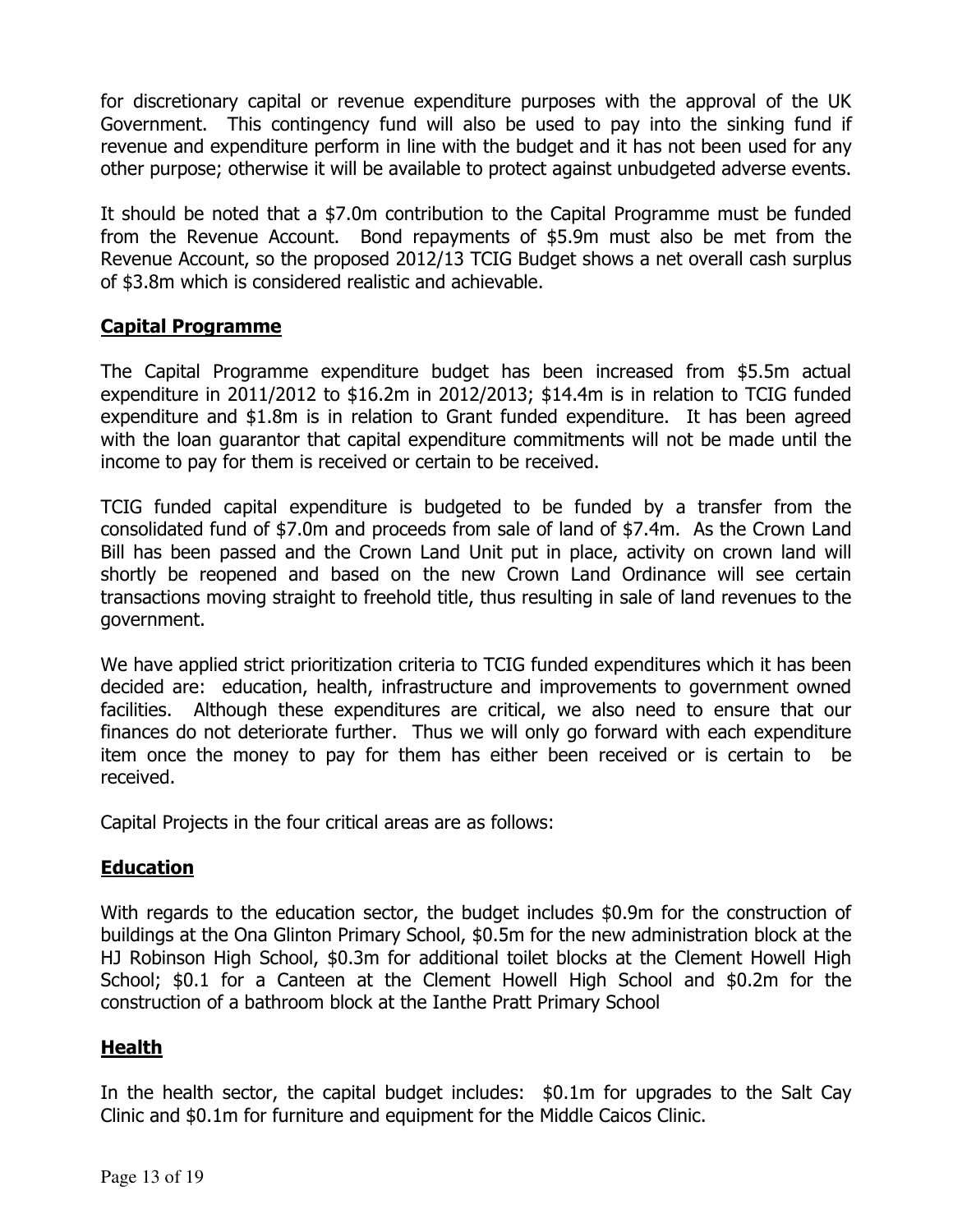for discretionary capital or revenue expenditure purposes with the approval of the UK Government. This contingency fund will also be used to pay into the sinking fund if revenue and expenditure perform in line with the budget and it has not been used for any other purpose; otherwise it will be available to protect against unbudgeted adverse events.

It should be noted that a $7.0m contribution to the Capital Programme must be funded from the Revenue Account. Bond repayments of $5.9m must also be met from the Revenue Account, so the proposed 2012/13 TCIG Budget shows a net overall cash surplus of $3.8m which is considered realistic and achievable.

## Capital Programme

The Capital Programme expenditure budget has been increased from $5.5m actual expenditure in 2011/2012 to $16.2m in 2012/2013; $14.4m is in relation to TCIG funded expenditure and $1.8m is in relation to Grant funded expenditure. It has been agreed with the loan guarantor that capital expenditure commitments will not be made until the income to pay for them is received or certain to be received.

TCIG funded capital expenditure is budgeted to be funded by a transfer from the consolidated fund of $7.0m and proceeds from sale of land of $7.4m. As the Crown Land Bill has been passed and the Crown Land Unit put in place, activity on crown land will shortly be reopened and based on the new Crown Land Ordinance will see certain transactions moving straight to freehold title, thus resulting in sale of land revenues to the government.

We have applied strict prioritization criteria to TCIG funded expenditures which it has been decided are: education, health, infrastructure and improvements to government owned facilities. Although these expenditures are critical, we also need to ensure that our finances do not deteriorate further. Thus we will only go forward with each expenditure item once the money to pay for them has either been received or is certain to be received.

Capital Projects in the four critical areas are as follows:

## Education

With regards to the education sector, the budget includes $0.9m for the construction of buildings at the Ona Glinton Primary School, $0.5m for the new administration block at the HJ Robinson High School, $0.3m for additional toilet blocks at the Clement Howell High School; $0.1 for a Canteen at the Clement Howell High School and $0.2m for the construction of a bathroom block at the Ianthe Pratt Primary School

## Health

In the health sector, the capital budget includes: $0.1m for upgrades to the Salt Cay Clinic and $0.1m for furniture and equipment for the Middle Caicos Clinic.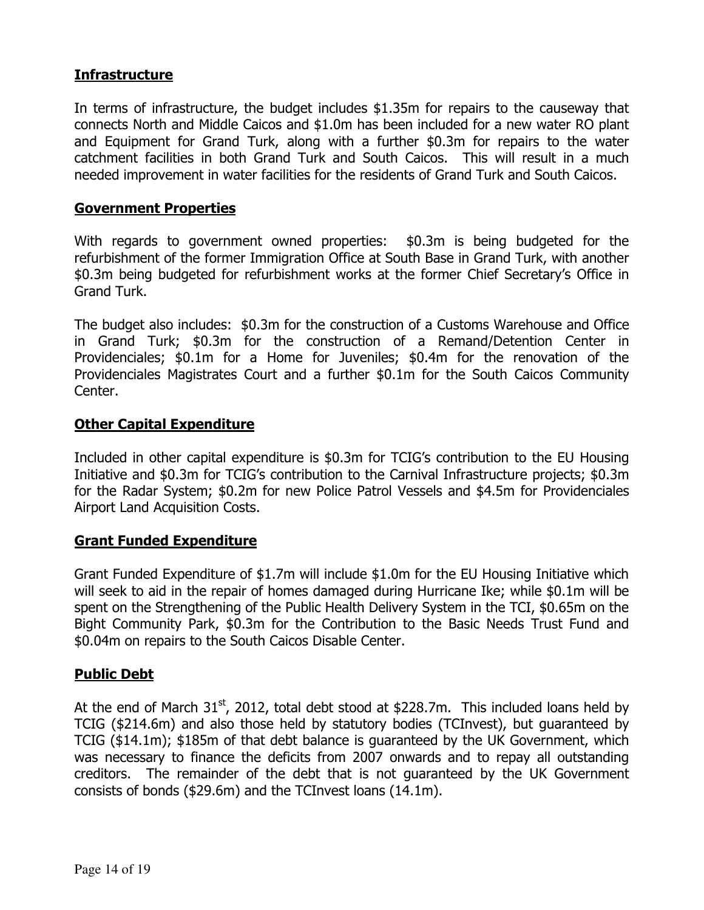## **Infrastructure**

In terms of infrastructure, the budget includes $1.35m for repairs to the causeway that connects North and Middle Caicos and $1.0m has been included for a new water RO plant and Equipment for Grand Turk, along with a further $0.3m for repairs to the water catchment facilities in both Grand Turk and South Caicos. This will result in a much needed improvement in water facilities for the residents of Grand Turk and South Caicos.

## **Government Properties**

With regards to government owned properties: $0.3m is being budgeted for the refurbishment of the former Immigration Office at South Base in Grand Turk, with another $0.3m being budgeted for refurbishment works at the former Chief Secretary's Office in Grand Turk.

The budget also includes: $0.3m for the construction of a Customs Warehouse and Office in Grand Turk; $0.3m for the construction of a Remand/Detention Center in Providenciales; $0.1m for a Home for Juveniles; $0.4m for the renovation of the Providenciales Magistrates Court and a further $0.1m for the South Caicos Community Center.

## **Other Capital Expenditure**

Included in other capital expenditure is $0.3m for TCIG's contribution to the EU Housing Initiative and $0.3m for TCIG's contribution to the Carnival Infrastructure projects; $0.3m for the Radar System; $0.2m for new Police Patrol Vessels and $4.5m for Providenciales Airport Land Acquisition Costs.

## **Grant Funded Expenditure**

Grant Funded Expenditure of $1.7m will include $1.0m for the EU Housing Initiative which will seek to aid in the repair of homes damaged during Hurricane Ike; while $0.1m will be spent on the Strengthening of the Public Health Delivery System in the TCI, $0.65m on the Bight Community Park, $0.3m for the Contribution to the Basic Needs Trust Fund and $0.04m on repairs to the South Caicos Disable Center.

## **Public Debt**

At the end of March 31st, 2012, total debt stood at $228.7m. This included loans held by TCIG ($214.6m) and also those held by statutory bodies (TCInvest), but guaranteed by TCIG ($14.1m); $185m of that debt balance is guaranteed by the UK Government, which was necessary to finance the deficits from 2007 onwards and to repay all outstanding creditors. The remainder of the debt that is not guaranteed by the UK Government consists of bonds ($29.6m) and the TCInvest loans (14.1m).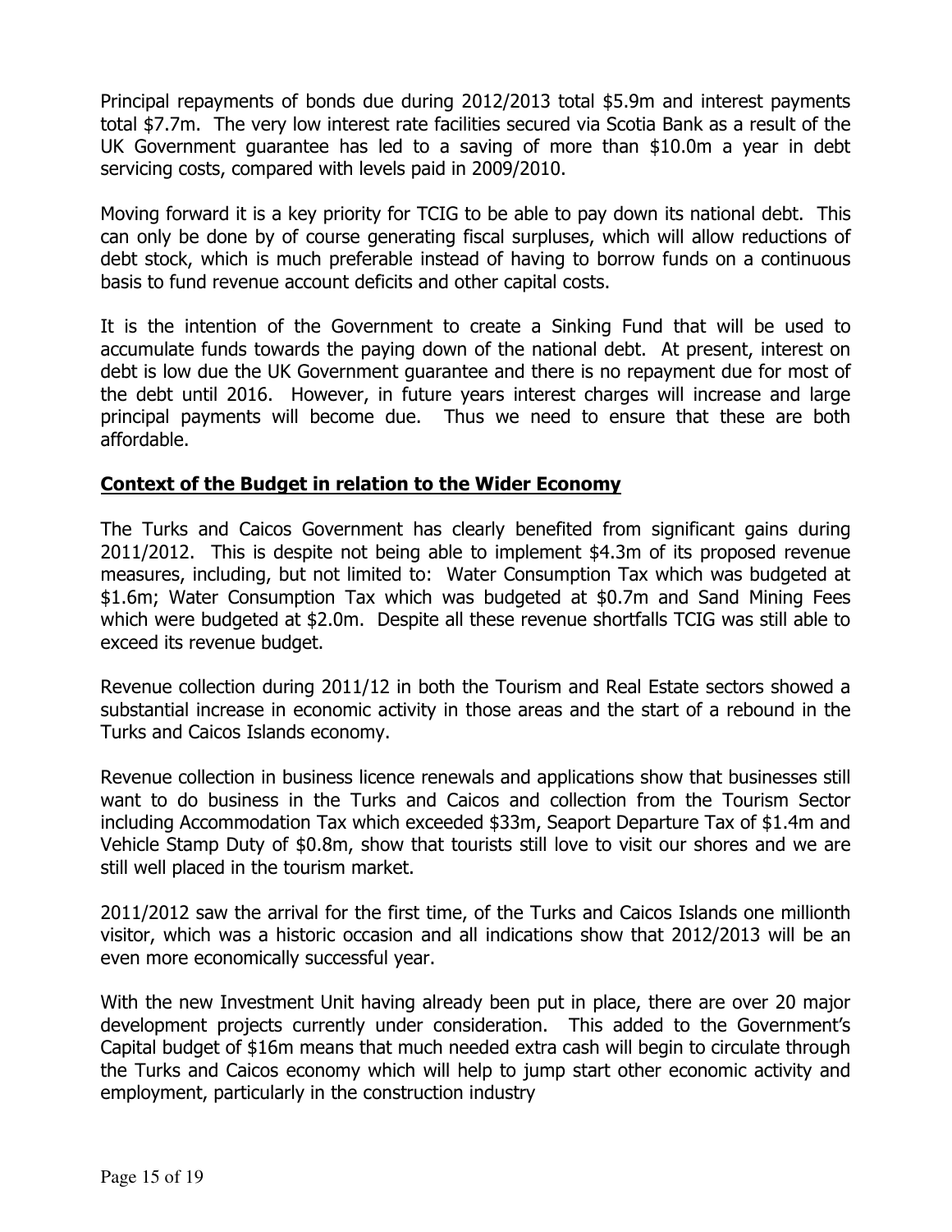Principal repayments of bonds due during 2012/2013 total $5.9m and interest payments total $7.7m. The very low interest rate facilities secured via Scotia Bank as a result of the UK Government guarantee has led to a saving of more than $10.0m a year in debt servicing costs, compared with levels paid in 2009/2010.

Moving forward it is a key priority for TCIG to be able to pay down its national debt. This can only be done by of course generating fiscal surpluses, which will allow reductions of debt stock, which is much preferable instead of having to borrow funds on a continuous basis to fund revenue account deficits and other capital costs.

It is the intention of the Government to create a Sinking Fund that will be used to accumulate funds towards the paying down of the national debt. At present, interest on debt is low due the UK Government guarantee and there is no repayment due for most of the debt until 2016. However, in future years interest charges will increase and large principal payments will become due. Thus we need to ensure that these are both affordable.

**Context of the Budget in relation to the Wider Economy**

The Turks and Caicos Government has clearly benefited from significant gains during 2011/2012. This is despite not being able to implement $4.3m of its proposed revenue measures, including, but not limited to: Water Consumption Tax which was budgeted at $1.6m; Water Consumption Tax which was budgeted at $0.7m and Sand Mining Fees which were budgeted at $2.0m. Despite all these revenue shortfalls TCIG was still able to exceed its revenue budget.

Revenue collection during 2011/12 in both the Tourism and Real Estate sectors showed a substantial increase in economic activity in those areas and the start of a rebound in the Turks and Caicos Islands economy.

Revenue collection in business licence renewals and applications show that businesses still want to do business in the Turks and Caicos and collection from the Tourism Sector including Accommodation Tax which exceeded $33m, Seaport Departure Tax of $1.4m and Vehicle Stamp Duty of $0.8m, show that tourists still love to visit our shores and we are still well placed in the tourism market.

2011/2012 saw the arrival for the first time, of the Turks and Caicos Islands one millionth visitor, which was a historic occasion and all indications show that 2012/2013 will be an even more economically successful year.

With the new Investment Unit having already been put in place, there are over 20 major development projects currently under consideration. This added to the Government's Capital budget of $16m means that much needed extra cash will begin to circulate through the Turks and Caicos economy which will help to jump start other economic activity and employment, particularly in the construction industry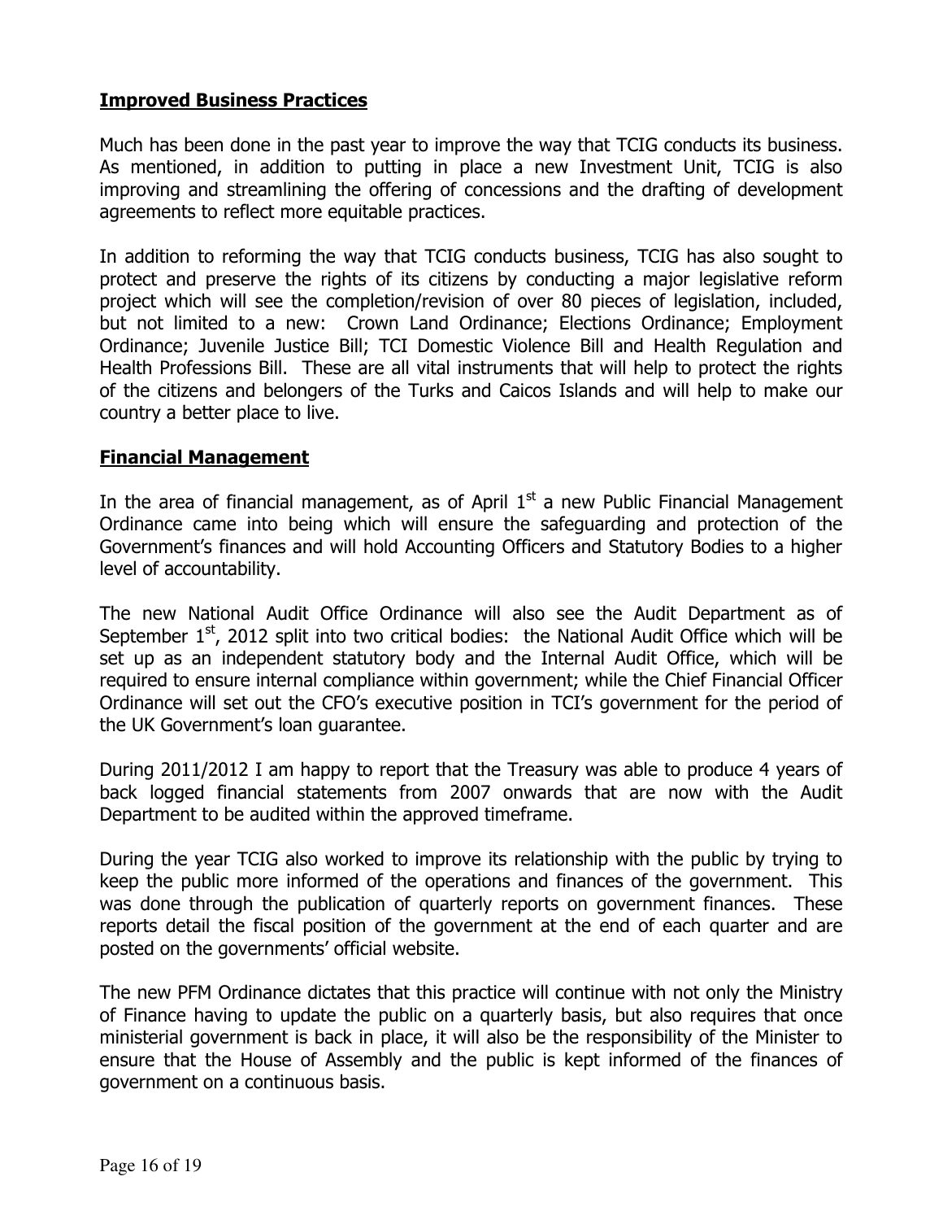**Improved Business Practices**

Much has been done in the past year to improve the way that TCIG conducts its business. As mentioned, in addition to putting in place a new Investment Unit, TCIG is also improving and streamlining the offering of concessions and the drafting of development agreements to reflect more equitable practices.

In addition to reforming the way that TCIG conducts business, TCIG has also sought to protect and preserve the rights of its citizens by conducting a major legislative reform project which will see the completion/revision of over 80 pieces of legislation, included, but not limited to a new: Crown Land Ordinance; Elections Ordinance; Employment Ordinance; Juvenile Justice Bill; TCI Domestic Violence Bill and Health Regulation and Health Professions Bill. These are all vital instruments that will help to protect the rights of the citizens and belongers of the Turks and Caicos Islands and will help to make our country a better place to live.

**Financial Management**

In the area of financial management, as of April 1st a new Public Financial Management Ordinance came into being which will ensure the safeguarding and protection of the Government's finances and will hold Accounting Officers and Statutory Bodies to a higher level of accountability.

The new National Audit Office Ordinance will also see the Audit Department as of September 1st, 2012 split into two critical bodies: the National Audit Office which will be set up as an independent statutory body and the Internal Audit Office, which will be required to ensure internal compliance within government; while the Chief Financial Officer Ordinance will set out the CFO's executive position in TCI's government for the period of the UK Government's loan guarantee.

During 2011/2012 I am happy to report that the Treasury was able to produce 4 years of back logged financial statements from 2007 onwards that are now with the Audit Department to be audited within the approved timeframe.

During the year TCIG also worked to improve its relationship with the public by trying to keep the public more informed of the operations and finances of the government. This was done through the publication of quarterly reports on government finances. These reports detail the fiscal position of the government at the end of each quarter and are posted on the governments' official website.

The new PFM Ordinance dictates that this practice will continue with not only the Ministry of Finance having to update the public on a quarterly basis, but also requires that once ministerial government is back in place, it will also be the responsibility of the Minister to ensure that the House of Assembly and the public is kept informed of the finances of government on a continuous basis.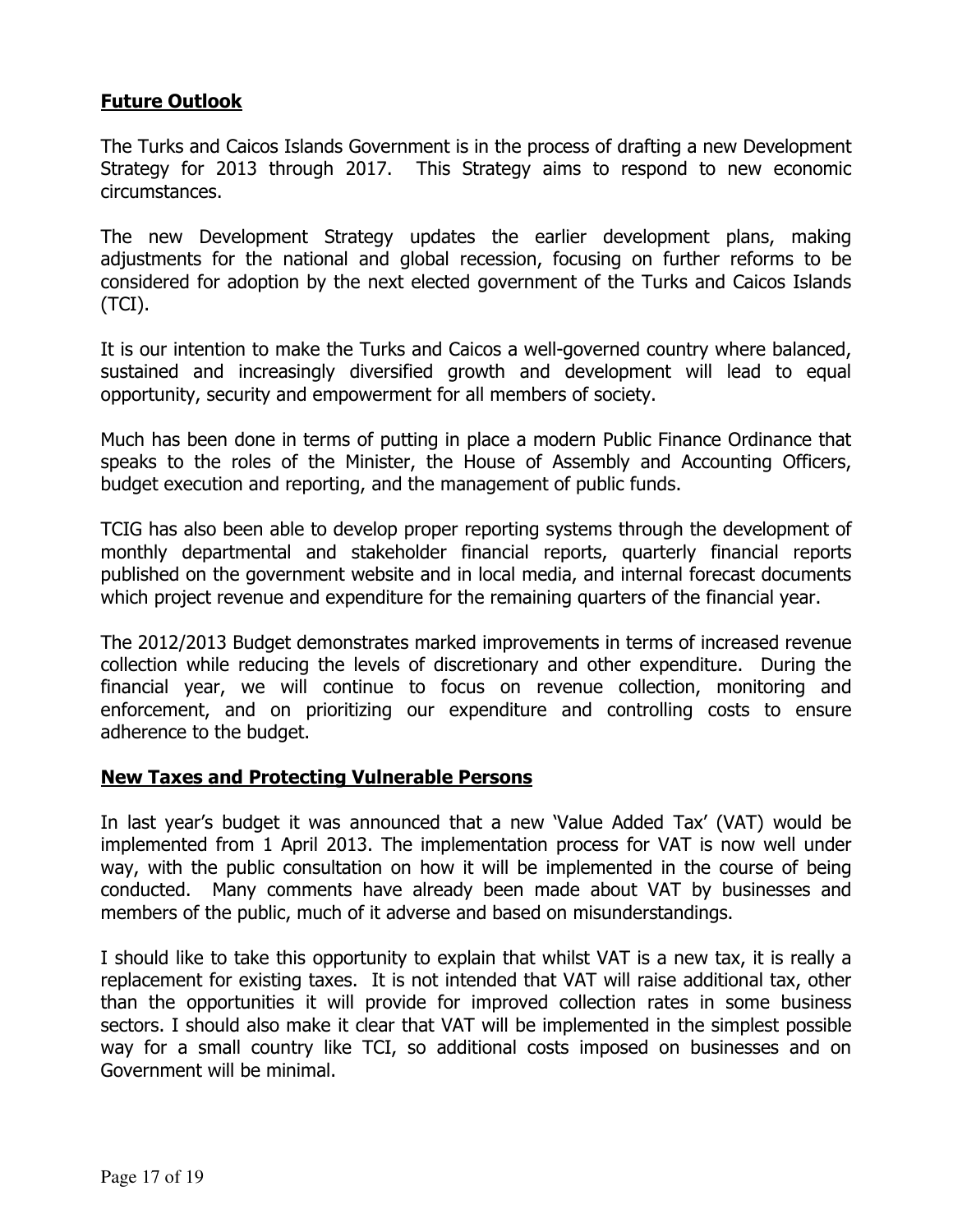## **Future Outlook**

The Turks and Caicos Islands Government is in the process of drafting a new Development Strategy for 2013 through 2017. This Strategy aims to respond to new economic circumstances.

The new Development Strategy updates the earlier development plans, making adjustments for the national and global recession, focusing on further reforms to be considered for adoption by the next elected government of the Turks and Caicos Islands (TCI).

It is our intention to make the Turks and Caicos a well-governed country where balanced, sustained and increasingly diversified growth and development will lead to equal opportunity, security and empowerment for all members of society.

Much has been done in terms of putting in place a modern Public Finance Ordinance that speaks to the roles of the Minister, the House of Assembly and Accounting Officers, budget execution and reporting, and the management of public funds.

TCIG has also been able to develop proper reporting systems through the development of monthly departmental and stakeholder financial reports, quarterly financial reports published on the government website and in local media, and internal forecast documents which project revenue and expenditure for the remaining quarters of the financial year.

The 2012/2013 Budget demonstrates marked improvements in terms of increased revenue collection while reducing the levels of discretionary and other expenditure. During the financial year, we will continue to focus on revenue collection, monitoring and enforcement, and on prioritizing our expenditure and controlling costs to ensure adherence to the budget.

## **New Taxes and Protecting Vulnerable Persons**

In last year's budget it was announced that a new 'Value Added Tax' (VAT) would be implemented from 1 April 2013. The implementation process for VAT is now well under way, with the public consultation on how it will be implemented in the course of being conducted. Many comments have already been made about VAT by businesses and members of the public, much of it adverse and based on misunderstandings.

I should like to take this opportunity to explain that whilst VAT is a new tax, it is really a replacement for existing taxes. It is not intended that VAT will raise additional tax, other than the opportunities it will provide for improved collection rates in some business sectors. I should also make it clear that VAT will be implemented in the simplest possible way for a small country like TCI, so additional costs imposed on businesses and on Government will be minimal.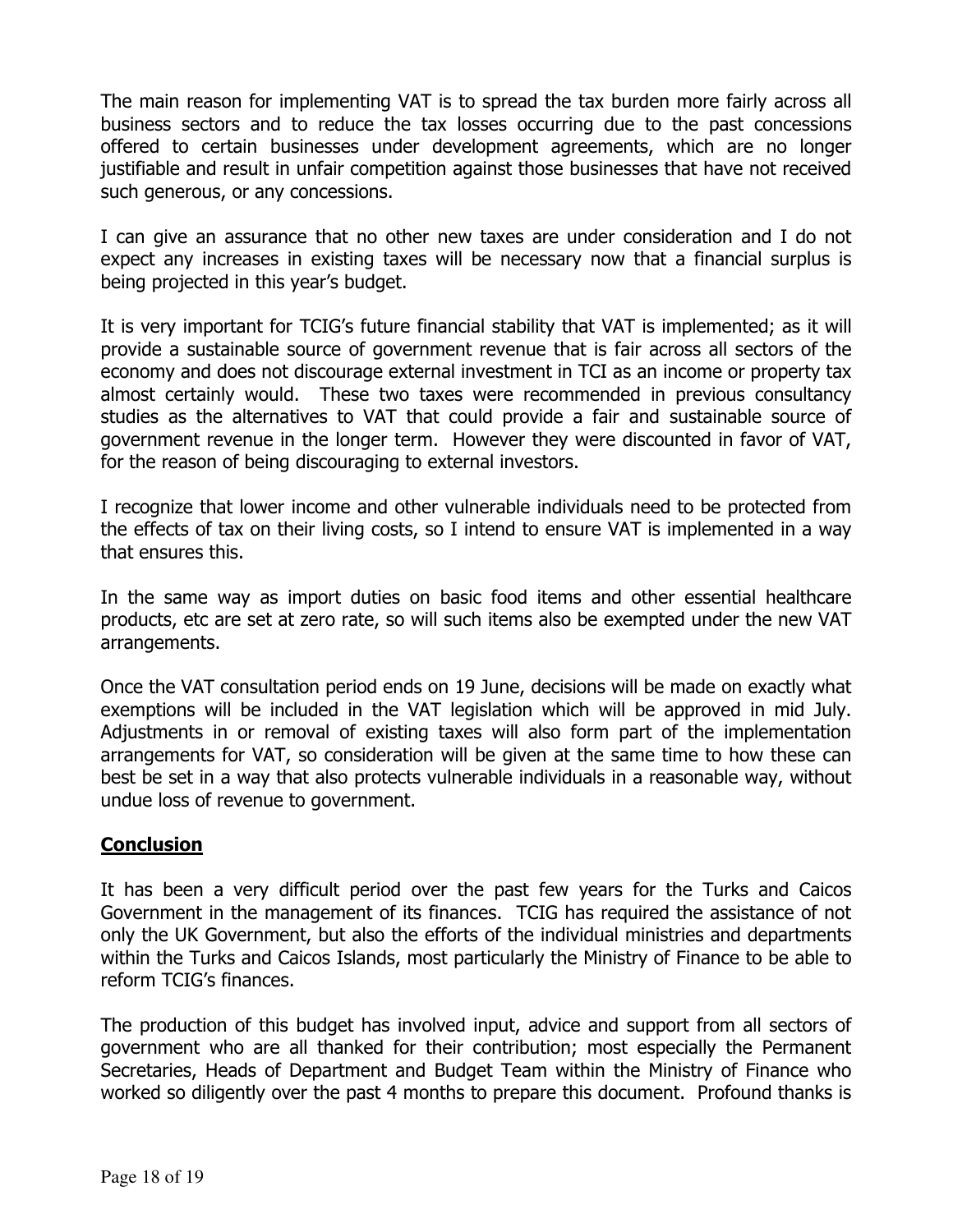The main reason for implementing VAT is to spread the tax burden more fairly across all business sectors and to reduce the tax losses occurring due to the past concessions offered to certain businesses under development agreements, which are no longer justifiable and result in unfair competition against those businesses that have not received such generous, or any concessions.

I can give an assurance that no other new taxes are under consideration and I do not expect any increases in existing taxes will be necessary now that a financial surplus is being projected in this year's budget.

It is very important for TCIG's future financial stability that VAT is implemented; as it will provide a sustainable source of government revenue that is fair across all sectors of the economy and does not discourage external investment in TCI as an income or property tax almost certainly would. These two taxes were recommended in previous consultancy studies as the alternatives to VAT that could provide a fair and sustainable source of government revenue in the longer term. However they were discounted in favor of VAT, for the reason of being discouraging to external investors.

I recognize that lower income and other vulnerable individuals need to be protected from the effects of tax on their living costs, so I intend to ensure VAT is implemented in a way that ensures this.

In the same way as import duties on basic food items and other essential healthcare products, etc are set at zero rate, so will such items also be exempted under the new VAT arrangements.

Once the VAT consultation period ends on 19 June, decisions will be made on exactly what exemptions will be included in the VAT legislation which will be approved in mid July. Adjustments in or removal of existing taxes will also form part of the implementation arrangements for VAT, so consideration will be given at the same time to how these can best be set in a way that also protects vulnerable individuals in a reasonable way, without undue loss of revenue to government.

## **Conclusion**

It has been a very difficult period over the past few years for the Turks and Caicos Government in the management of its finances. TCIG has required the assistance of not only the UK Government, but also the efforts of the individual ministries and departments within the Turks and Caicos Islands, most particularly the Ministry of Finance to be able to reform TCIG's finances.

The production of this budget has involved input, advice and support from all sectors of government who are all thanked for their contribution; most especially the Permanent Secretaries, Heads of Department and Budget Team within the Ministry of Finance who worked so diligently over the past 4 months to prepare this document. Profound thanks is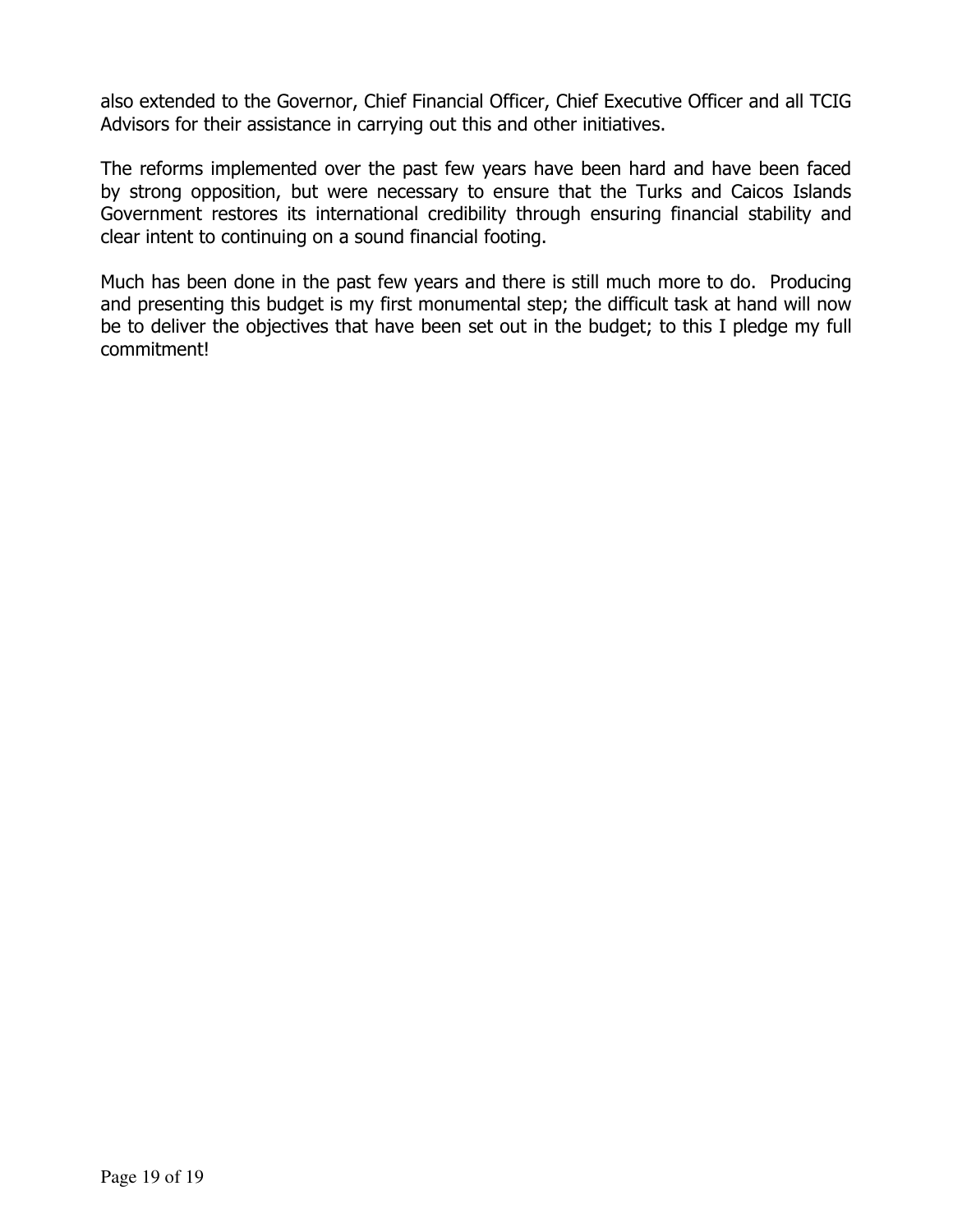also extended to the Governor, Chief Financial Officer, Chief Executive Officer and all TCIG Advisors for their assistance in carrying out this and other initiatives.

The reforms implemented over the past few years have been hard and have been faced by strong opposition, but were necessary to ensure that the Turks and Caicos Islands Government restores its international credibility through ensuring financial stability and clear intent to continuing on a sound financial footing.

Much has been done in the past few years and there is still much more to do. Producing and presenting this budget is my first monumental step; the difficult task at hand will now be to deliver the objectives that have been set out in the budget; to this I pledge my full commitment!